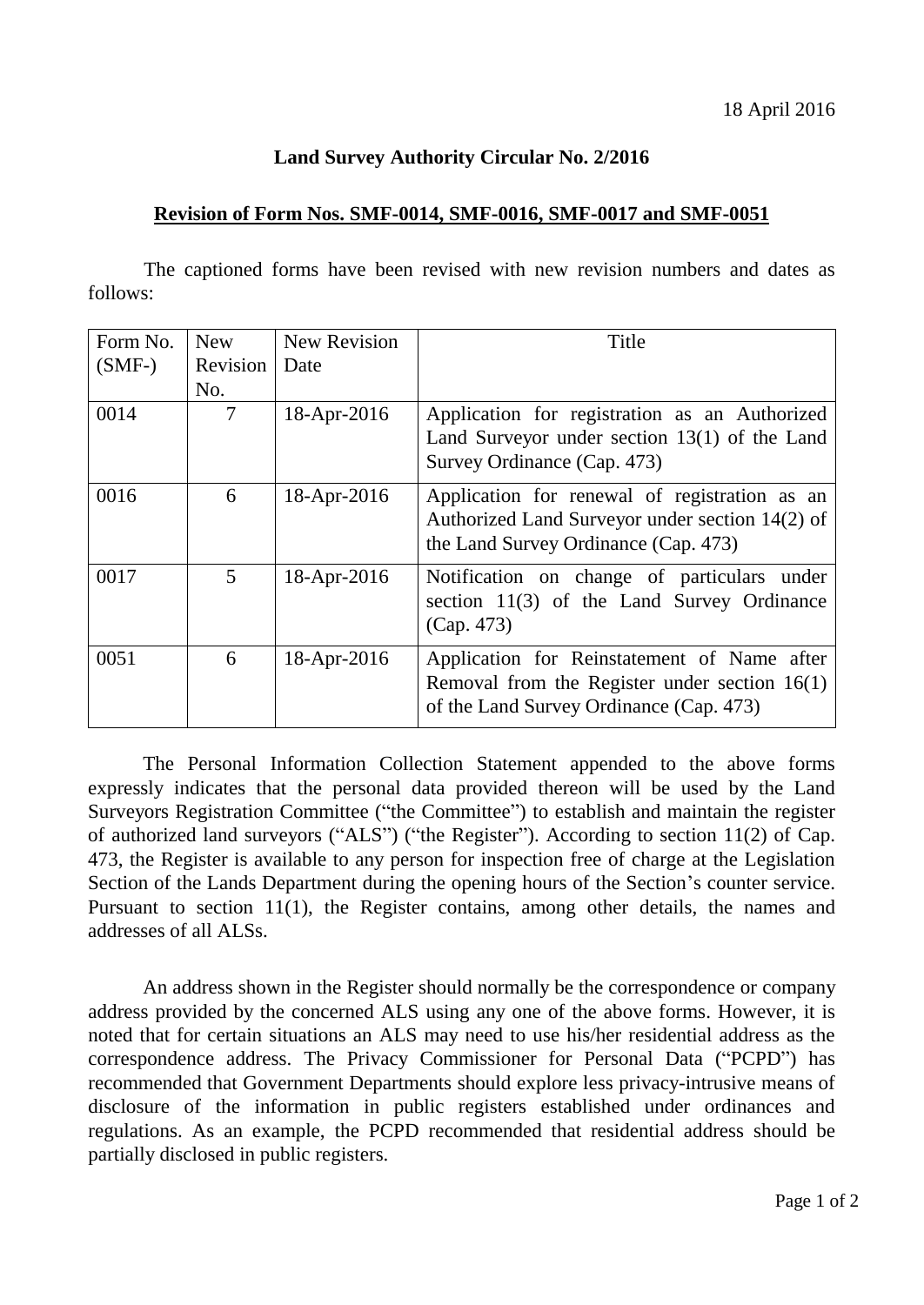18 April 2016

**Land Survey Authority Circular No. 2/2016**

**Revision of Form Nos. SMF-0014, SMF-0016, SMF-0017 and SMF-0051**

The captioned forms have been revised with new revision numbers and dates as follows:

| Form No. (SMF-) | New Revision No. | New Revision Date | Title |
|---|---|---|---|
| 0014 | 7 | 18-Apr-2016 | Application for registration as an Authorized Land Surveyor under section 13(1) of the Land Survey Ordinance (Cap. 473) |
| 0016 | 6 | 18-Apr-2016 | Application for renewal of registration as an Authorized Land Surveyor under section 14(2) of the Land Survey Ordinance (Cap. 473) |
| 0017 | 5 | 18-Apr-2016 | Notification on change of particulars under section 11(3) of the Land Survey Ordinance (Cap. 473) |
| 0051 | 6 | 18-Apr-2016 | Application for Reinstatement of Name after Removal from the Register under section 16(1) of the Land Survey Ordinance (Cap. 473) |

The Personal Information Collection Statement appended to the above forms expressly indicates that the personal data provided thereon will be used by the Land Surveyors Registration Committee ("the Committee") to establish and maintain the register of authorized land surveyors ("ALS") ("the Register"). According to section 11(2) of Cap. 473, the Register is available to any person for inspection free of charge at the Legislation Section of the Lands Department during the opening hours of the Section's counter service. Pursuant to section 11(1), the Register contains, among other details, the names and addresses of all ALSs.

An address shown in the Register should normally be the correspondence or company address provided by the concerned ALS using any one of the above forms. However, it is noted that for certain situations an ALS may need to use his/her residential address as the correspondence address. The Privacy Commissioner for Personal Data ("PCPD") has recommended that Government Departments should explore less privacy-intrusive means of disclosure of the information in public registers established under ordinances and regulations. As an example, the PCPD recommended that residential address should be partially disclosed in public registers.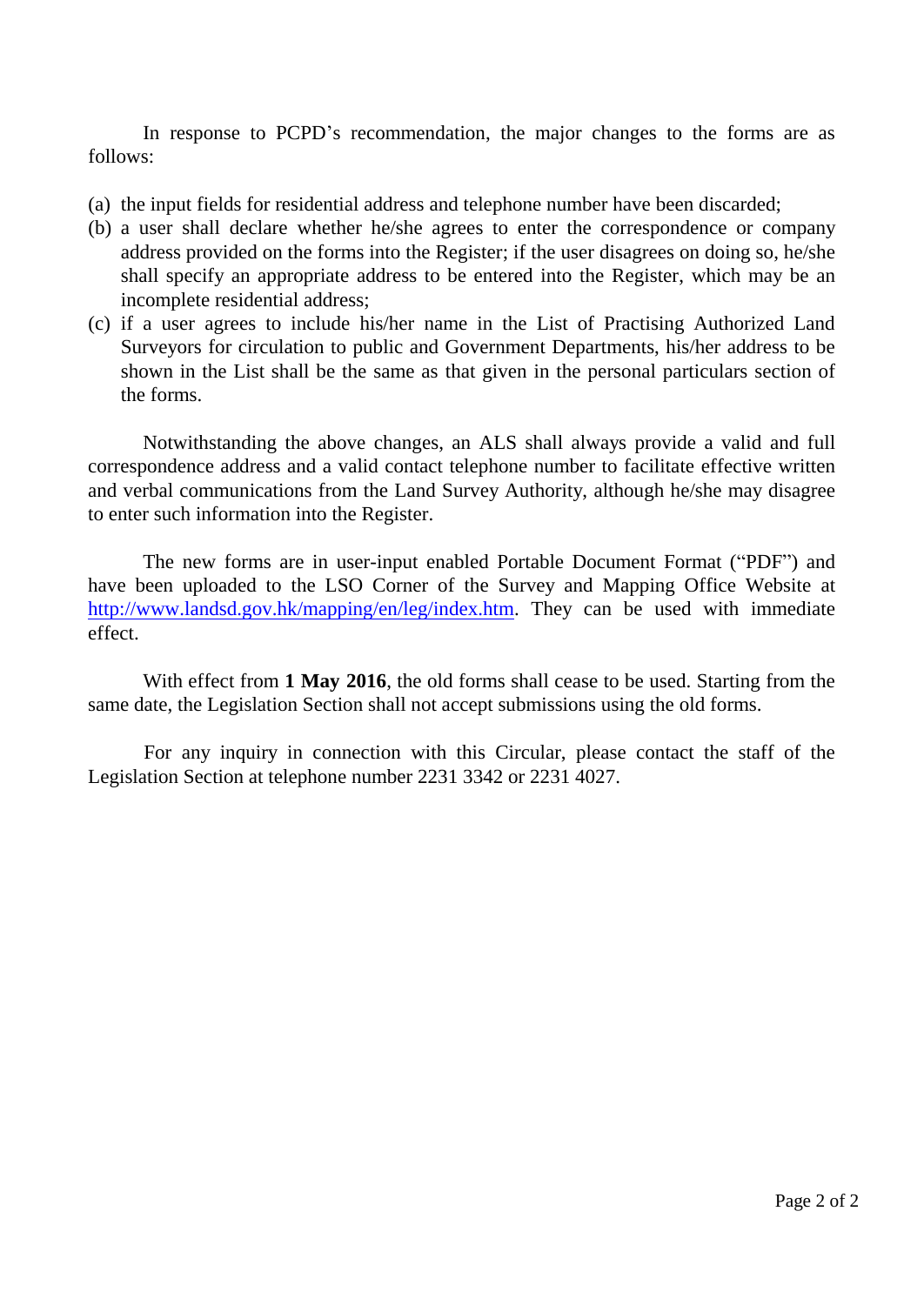In response to PCPD's recommendation, the major changes to the forms are as follows:

(a) the input fields for residential address and telephone number have been discarded;
(b) a user shall declare whether he/she agrees to enter the correspondence or company address provided on the forms into the Register; if the user disagrees on doing so, he/she shall specify an appropriate address to be entered into the Register, which may be an incomplete residential address;
(c) if a user agrees to include his/her name in the List of Practising Authorized Land Surveyors for circulation to public and Government Departments, his/her address to be shown in the List shall be the same as that given in the personal particulars section of the forms.

Notwithstanding the above changes, an ALS shall always provide a valid and full correspondence address and a valid contact telephone number to facilitate effective written and verbal communications from the Land Survey Authority, although he/she may disagree to enter such information into the Register.

The new forms are in user-input enabled Portable Document Format ("PDF") and have been uploaded to the LSO Corner of the Survey and Mapping Office Website at http://www.landsd.gov.hk/mapping/en/leg/index.htm. They can be used with immediate effect.

With effect from **1 May 2016**, the old forms shall cease to be used. Starting from the same date, the Legislation Section shall not accept submissions using the old forms.

For any inquiry in connection with this Circular, please contact the staff of the Legislation Section at telephone number 2231 3342 or 2231 4027.